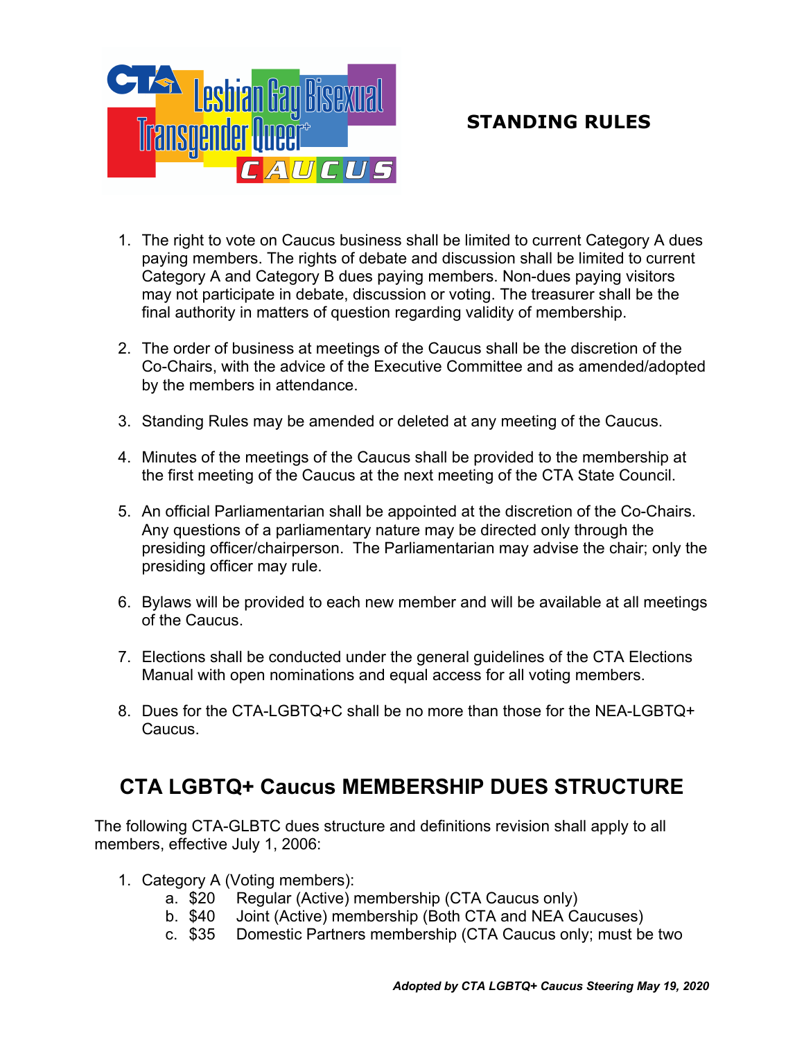# STANDING RULES

1. The right to vote on Caucus business shall be limited to current Category A dues paying members. The rights of debate and discussion shall be limited to current Category A and Category B dues paying members. Non-dues paying visitors may not participate in debate, discussion or voting. The treasurer shall be the final authority in matters of question regarding validity of membership.

2. The order of business at meetings of the Caucus shall be the discretion of the Co-Chairs, with the advice of the Executive Committee and as amended/adopted by the members in attendance.

3. Standing Rules may be amended or deleted at any meeting of the Caucus.

4. Minutes of the meetings of the Caucus shall be provided to the membership at the first meeting of the Caucus at the next meeting of the CTA State Council.

5. An official Parliamentarian shall be appointed at the discretion of the Co-Chairs. Any questions of a parliamentary nature may be directed only through the presiding officer/chairperson. The Parliamentarian may advise the chair; only the presiding officer may rule.

6. Bylaws will be provided to each new member and will be available at all meetings of the Caucus.

7. Elections shall be conducted under the general guidelines of the CTA Elections Manual with open nominations and equal access for all voting members.

8. Dues for the CTA-LGBTQ+C shall be no more than those for the NEA-LGBTQ+ Caucus.

## CTA LGBTQ+ Caucus MEMBERSHIP DUES STRUCTURE

The following CTA-GLBTC dues structure and definitions revision shall apply to all members, effective July 1, 2006:

1. Category A (Voting members):
   a. $20 Regular (Active) membership (CTA Caucus only)
   b. $40 Joint (Active) membership (Both CTA and NEA Caucuses)
   c. $35 Domestic Partners membership (CTA Caucus only; must be two

*Adopted by CTA LGBTQ+ Caucus Steering May 19, 2020*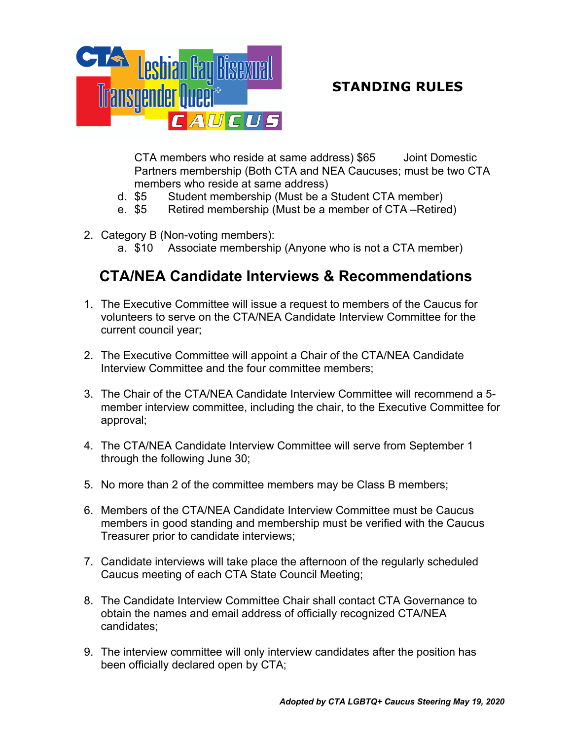CTA members who reside at same address) $65 Joint Domestic Partners membership (Both CTA and NEA Caucuses; must be two CTA members who reside at same address)

d. $5 Student membership (Must be a Student CTA member)
e. $5 Retired membership (Must be a member of CTA –Retired)

2. Category B (Non-voting members):
   a. $10 Associate membership (Anyone who is not a CTA member)

## CTA/NEA Candidate Interviews & Recommendations

1. The Executive Committee will issue a request to members of the Caucus for volunteers to serve on the CTA/NEA Candidate Interview Committee for the current council year;

2. The Executive Committee will appoint a Chair of the CTA/NEA Candidate Interview Committee and the four committee members;

3. The Chair of the CTA/NEA Candidate Interview Committee will recommend a 5-member interview committee, including the chair, to the Executive Committee for approval;

4. The CTA/NEA Candidate Interview Committee will serve from September 1 through the following June 30;

5. No more than 2 of the committee members may be Class B members;

6. Members of the CTA/NEA Candidate Interview Committee must be Caucus members in good standing and membership must be verified with the Caucus Treasurer prior to candidate interviews;

7. Candidate interviews will take place the afternoon of the regularly scheduled Caucus meeting of each CTA State Council Meeting;

8. The Candidate Interview Committee Chair shall contact CTA Governance to obtain the names and email address of officially recognized CTA/NEA candidates;

9. The interview committee will only interview candidates after the position has been officially declared open by CTA;

*Adopted by CTA LGBTQ+ Caucus Steering May 19, 2020*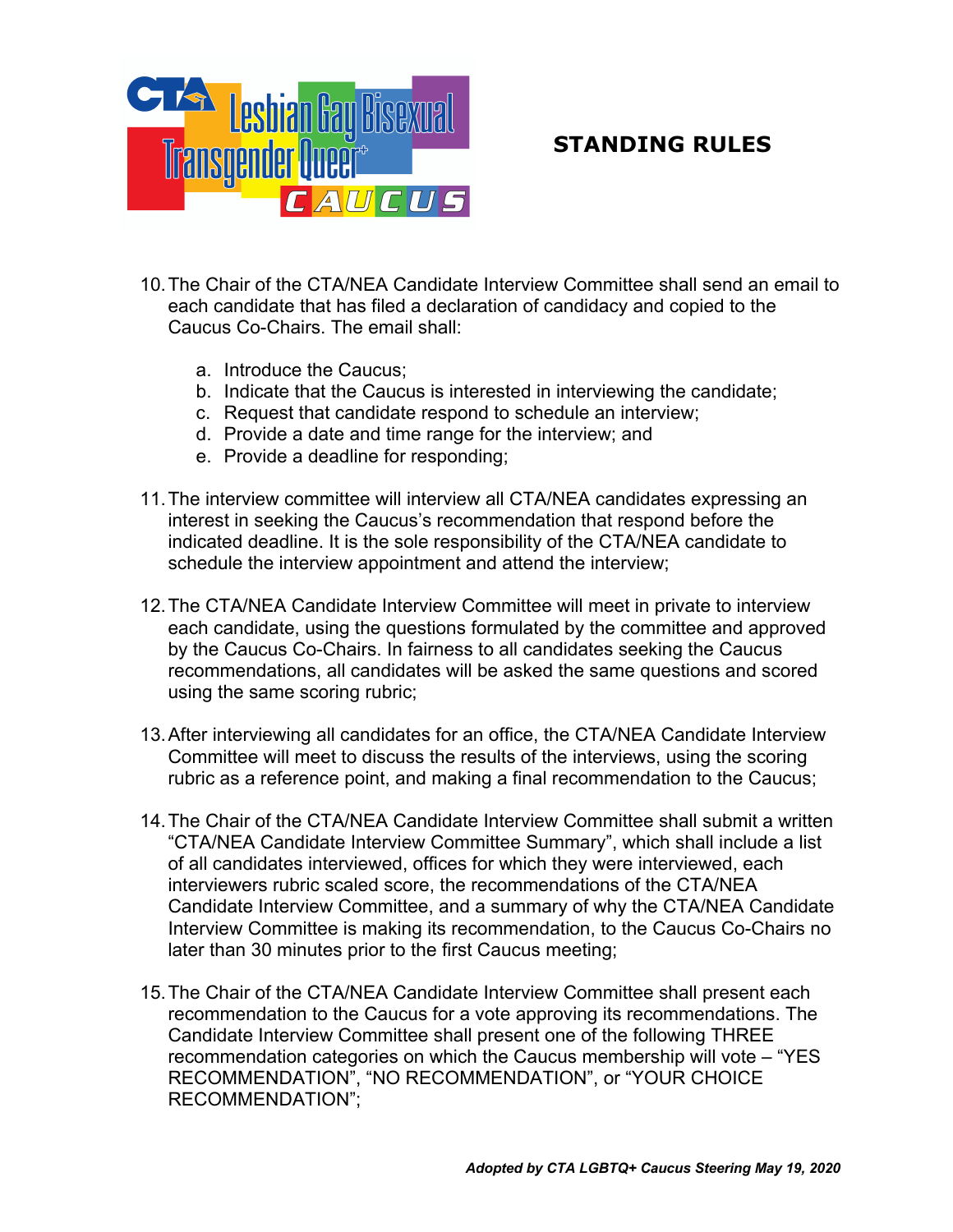## STANDING RULES

10. The Chair of the CTA/NEA Candidate Interview Committee shall send an email to each candidate that has filed a declaration of candidacy and copied to the Caucus Co-Chairs. The email shall:

    a. Introduce the Caucus;
    b. Indicate that the Caucus is interested in interviewing the candidate;
    c. Request that candidate respond to schedule an interview;
    d. Provide a date and time range for the interview; and
    e. Provide a deadline for responding;

11. The interview committee will interview all CTA/NEA candidates expressing an interest in seeking the Caucus's recommendation that respond before the indicated deadline. It is the sole responsibility of the CTA/NEA candidate to schedule the interview appointment and attend the interview;

12. The CTA/NEA Candidate Interview Committee will meet in private to interview each candidate, using the questions formulated by the committee and approved by the Caucus Co-Chairs. In fairness to all candidates seeking the Caucus recommendations, all candidates will be asked the same questions and scored using the same scoring rubric;

13. After interviewing all candidates for an office, the CTA/NEA Candidate Interview Committee will meet to discuss the results of the interviews, using the scoring rubric as a reference point, and making a final recommendation to the Caucus;

14. The Chair of the CTA/NEA Candidate Interview Committee shall submit a written "CTA/NEA Candidate Interview Committee Summary", which shall include a list of all candidates interviewed, offices for which they were interviewed, each interviewers rubric scaled score, the recommendations of the CTA/NEA Candidate Interview Committee, and a summary of why the CTA/NEA Candidate Interview Committee is making its recommendation, to the Caucus Co-Chairs no later than 30 minutes prior to the first Caucus meeting;

15. The Chair of the CTA/NEA Candidate Interview Committee shall present each recommendation to the Caucus for a vote approving its recommendations. The Candidate Interview Committee shall present one of the following THREE recommendation categories on which the Caucus membership will vote – "YES RECOMMENDATION", "NO RECOMMENDATION", or "YOUR CHOICE RECOMMENDATION";

***Adopted by CTA LGBTQ+ Caucus Steering May 19, 2020***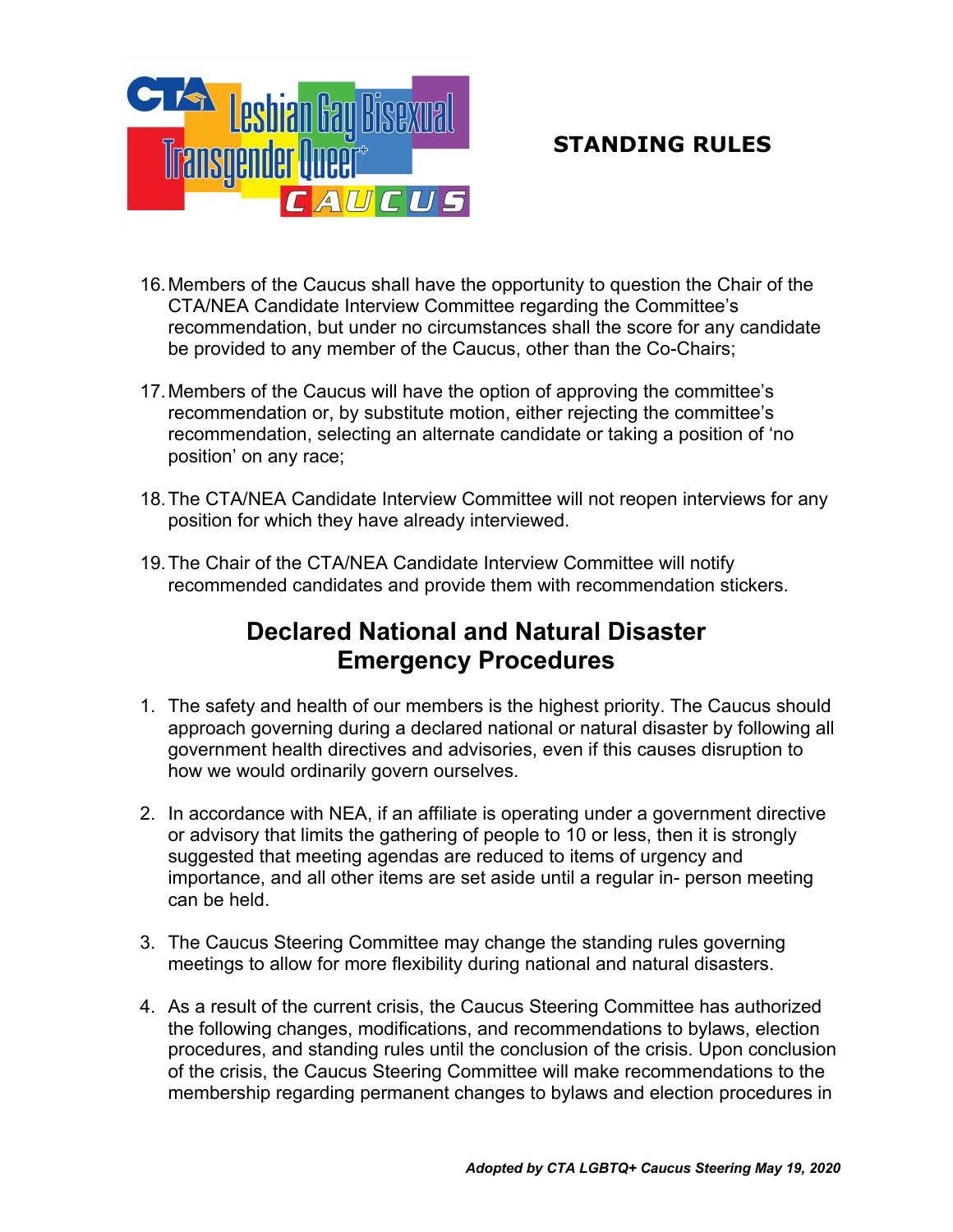**STANDING RULES**

16. Members of the Caucus shall have the opportunity to question the Chair of the CTA/NEA Candidate Interview Committee regarding the Committee's recommendation, but under no circumstances shall the score for any candidate be provided to any member of the Caucus, other than the Co-Chairs;

17. Members of the Caucus will have the option of approving the committee's recommendation or, by substitute motion, either rejecting the committee's recommendation, selecting an alternate candidate or taking a position of 'no position' on any race;

18. The CTA/NEA Candidate Interview Committee will not reopen interviews for any position for which they have already interviewed.

19. The Chair of the CTA/NEA Candidate Interview Committee will notify recommended candidates and provide them with recommendation stickers.

## Declared National and Natural Disaster Emergency Procedures

1. The safety and health of our members is the highest priority. The Caucus should approach governing during a declared national or natural disaster by following all government health directives and advisories, even if this causes disruption to how we would ordinarily govern ourselves.

2. In accordance with NEA, if an affiliate is operating under a government directive or advisory that limits the gathering of people to 10 or less, then it is strongly suggested that meeting agendas are reduced to items of urgency and importance, and all other items are set aside until a regular in- person meeting can be held.

3. The Caucus Steering Committee may change the standing rules governing meetings to allow for more flexibility during national and natural disasters.

4. As a result of the current crisis, the Caucus Steering Committee has authorized the following changes, modifications, and recommendations to bylaws, election procedures, and standing rules until the conclusion of the crisis. Upon conclusion of the crisis, the Caucus Steering Committee will make recommendations to the membership regarding permanent changes to bylaws and election procedures in

*Adopted by CTA LGBTQ+ Caucus Steering May 19, 2020*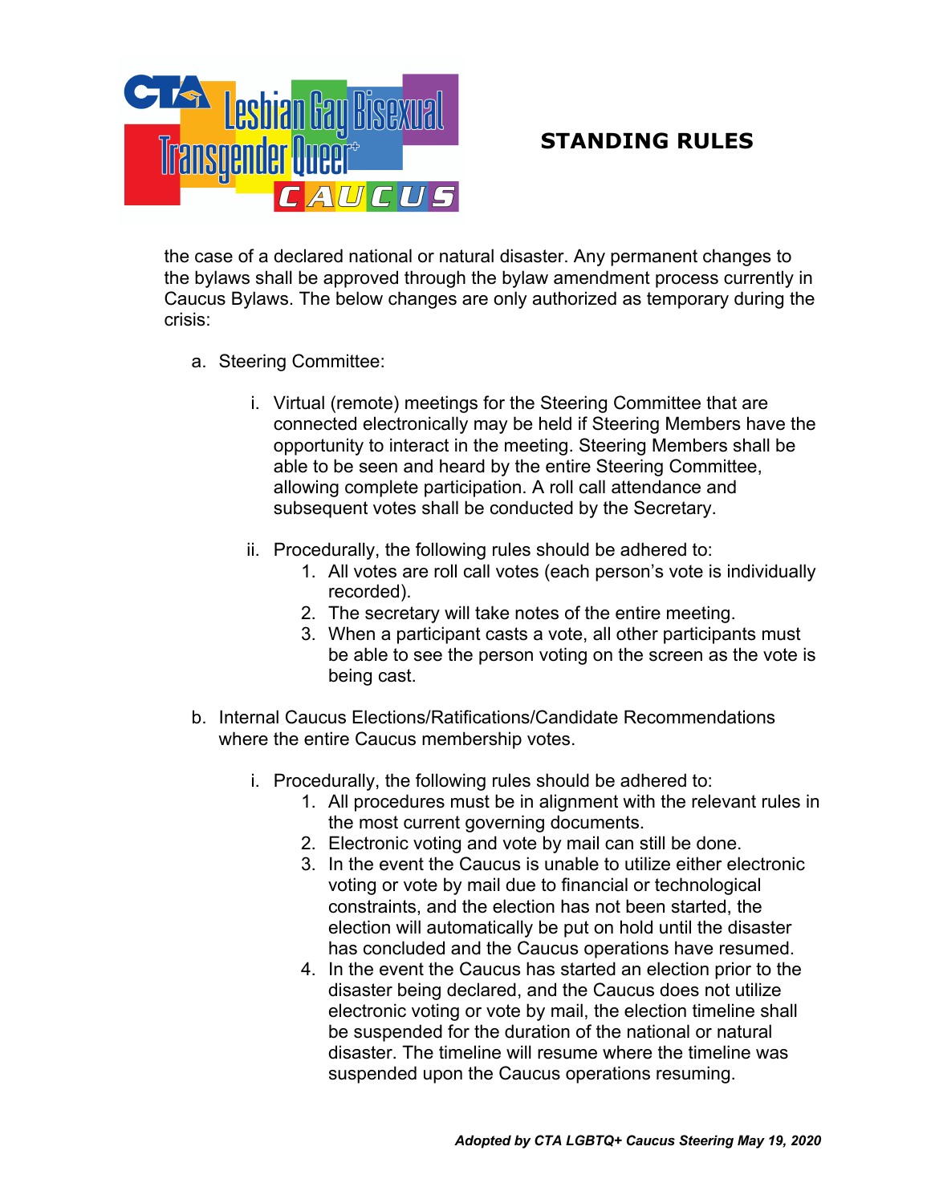the case of a declared national or natural disaster. Any permanent changes to the bylaws shall be approved through the bylaw amendment process currently in Caucus Bylaws. The below changes are only authorized as temporary during the crisis:

a. Steering Committee:

   i. Virtual (remote) meetings for the Steering Committee that are connected electronically may be held if Steering Members have the opportunity to interact in the meeting. Steering Members shall be able to be seen and heard by the entire Steering Committee, allowing complete participation. A roll call attendance and subsequent votes shall be conducted by the Secretary.

   ii. Procedurally, the following rules should be adhered to:
      1. All votes are roll call votes (each person's vote is individually recorded).
      2. The secretary will take notes of the entire meeting.
      3. When a participant casts a vote, all other participants must be able to see the person voting on the screen as the vote is being cast.

b. Internal Caucus Elections/Ratifications/Candidate Recommendations where the entire Caucus membership votes.

   i. Procedurally, the following rules should be adhered to:
      1. All procedures must be in alignment with the relevant rules in the most current governing documents.
      2. Electronic voting and vote by mail can still be done.
      3. In the event the Caucus is unable to utilize either electronic voting or vote by mail due to financial or technological constraints, and the election has not been started, the election will automatically be put on hold until the disaster has concluded and the Caucus operations have resumed.
      4. In the event the Caucus has started an election prior to the disaster being declared, and the Caucus does not utilize electronic voting or vote by mail, the election timeline shall be suspended for the duration of the national or natural disaster. The timeline will resume where the timeline was suspended upon the Caucus operations resuming.

*Adopted by CTA LGBTQ+ Caucus Steering May 19, 2020*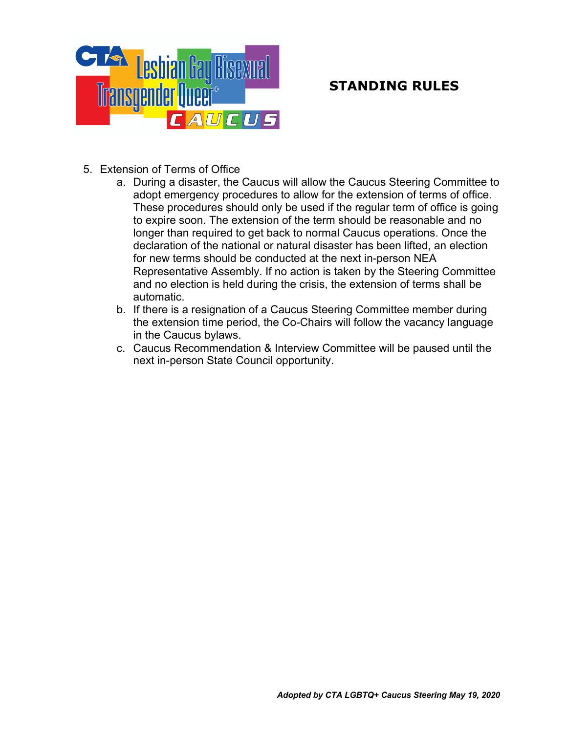## STANDING RULES

5. Extension of Terms of Office
   a. During a disaster, the Caucus will allow the Caucus Steering Committee to adopt emergency procedures to allow for the extension of terms of office. These procedures should only be used if the regular term of office is going to expire soon. The extension of the term should be reasonable and no longer than required to get back to normal Caucus operations. Once the declaration of the national or natural disaster has been lifted, an election for new terms should be conducted at the next in-person NEA Representative Assembly. If no action is taken by the Steering Committee and no election is held during the crisis, the extension of terms shall be automatic.
   b. If there is a resignation of a Caucus Steering Committee member during the extension time period, the Co-Chairs will follow the vacancy language in the Caucus bylaws.
   c. Caucus Recommendation & Interview Committee will be paused until the next in-person State Council opportunity.

***Adopted by CTA LGBTQ+ Caucus Steering May 19, 2020***